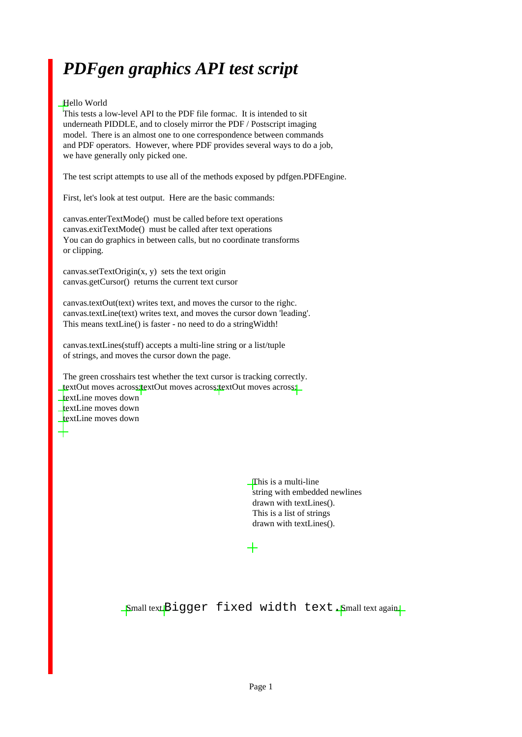# *PDFgen graphics API test script*

Hello World
This tests a low-level API to the PDF file formac. It is intended to sit underneath PIDDLE, and to closely mirror the PDF / Postscript imaging model. There is an almost one to one correspondence between commands and PDF operators. However, where PDF provides several ways to do a job, we have generally only picked one.

The test script attempts to use all of the methods exposed by pdfgen.PDFEngine.

First, let's look at test output. Here are the basic commands:

canvas.enterTextMode() must be called before text operations
canvas.exitTextMode() must be called after text operations
You can do graphics in between calls, but no coordinate transforms or clipping.

canvas.setTextOrigin(x, y) sets the text origin
canvas.getCursor() returns the current text cursor

canvas.textOut(text) writes text, and moves the cursor to the righc.
canvas.textLine(text) writes text, and moves the cursor down 'leading'.
This means textLine() is faster - no need to do a stringWidth!

canvas.textLines(stuff) accepts a multi-line string or a list/tuple of strings, and moves the cursor down the page.

The green crosshairs test whether the text cursor is tracking correctly.
textOut moves across:textOut moves across:textOut moves across:
textLine moves down
textLine moves down
textLine moves down

This is a multi-line
string with embedded newlines
drawn with textLines().
This is a list of strings
drawn with textLines().

Small text.`Bigger fixed width text.`Small text again.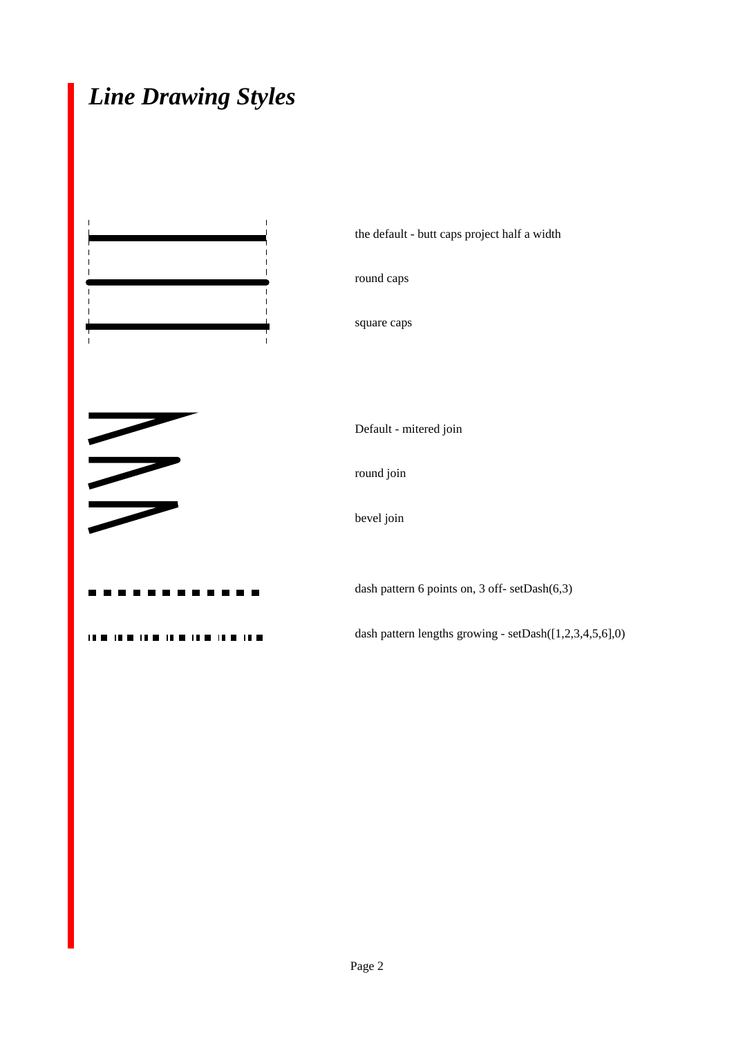# *Line Drawing Styles*

the default - butt caps project half a width

round caps

square caps

Default - mitered join

round join

bevel join

dash pattern 6 points on, 3 off- setDash(6,3)

dash pattern lengths growing - setDash([1,2,3,4,5,6],0)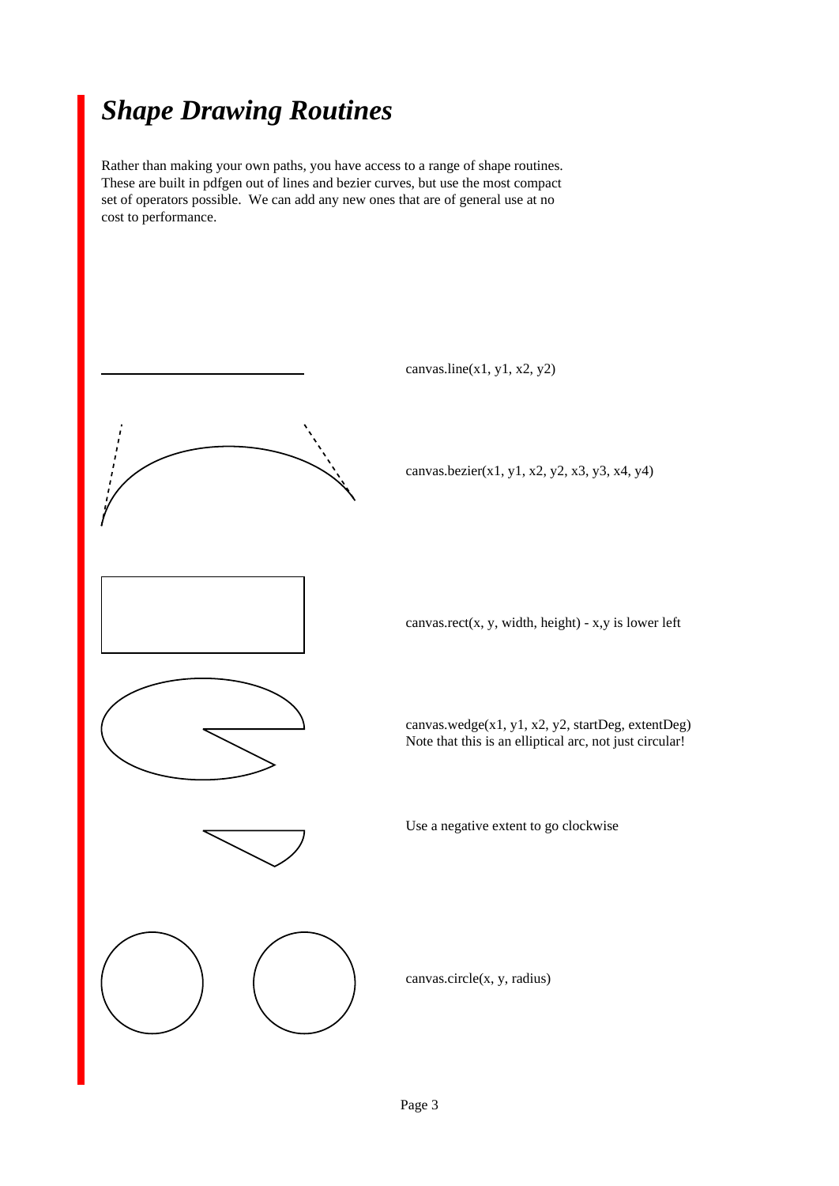# *Shape Drawing Routines*

Rather than making your own paths, you have access to a range of shape routines. These are built in pdfgen out of lines and bezier curves, but use the most compact set of operators possible. We can add any new ones that are of general use at no cost to performance.

canvas.line(x1, y1, x2, y2)

canvas.bezier(x1, y1, x2, y2, x3, y3, x4, y4)

canvas.rect(x, y, width, height) - x,y is lower left

canvas.wedge(x1, y1, x2, y2, startDeg, extentDeg)
Note that this is an elliptical arc, not just circular!

Use a negative extent to go clockwise

canvas.circle(x, y, radius)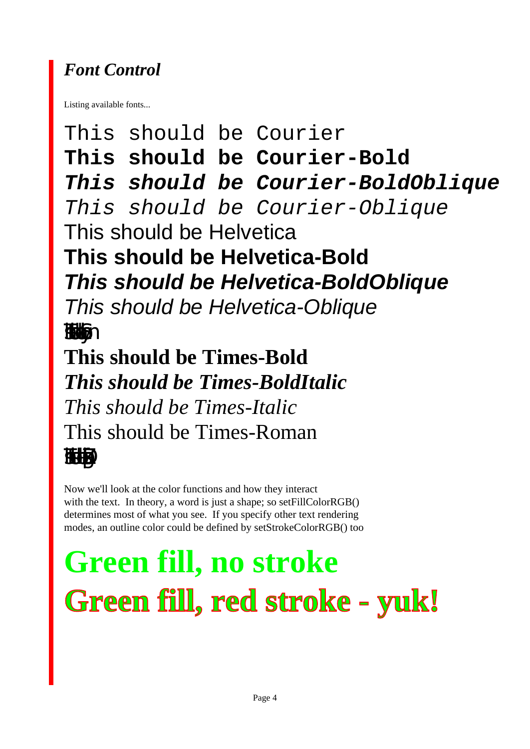## *Font Control*

Listing available fonts...

This should be Courier

**This should be Courier-Bold**

***This should be Courier-BoldOblique***

*This should be Courier-Oblique*

This should be Helvetica

**This should be Helvetica-Bold**

***This should be Helvetica-BoldOblique***

*This should be Helvetica-Oblique*

**This should be Times-Bold**

***This should be Times-BoldItalic***

*This should be Times-Italic*

This should be Times-Roman

Now we'll look at the color functions and how they interact with the text. In theory, a word is just a shape; so setFillColorRGB() determines most of what you see. If you specify other text rendering modes, an outline color could be defined by setStrokeColorRGB() too

# Green fill, no stroke

# Green fill, red stroke - yuk!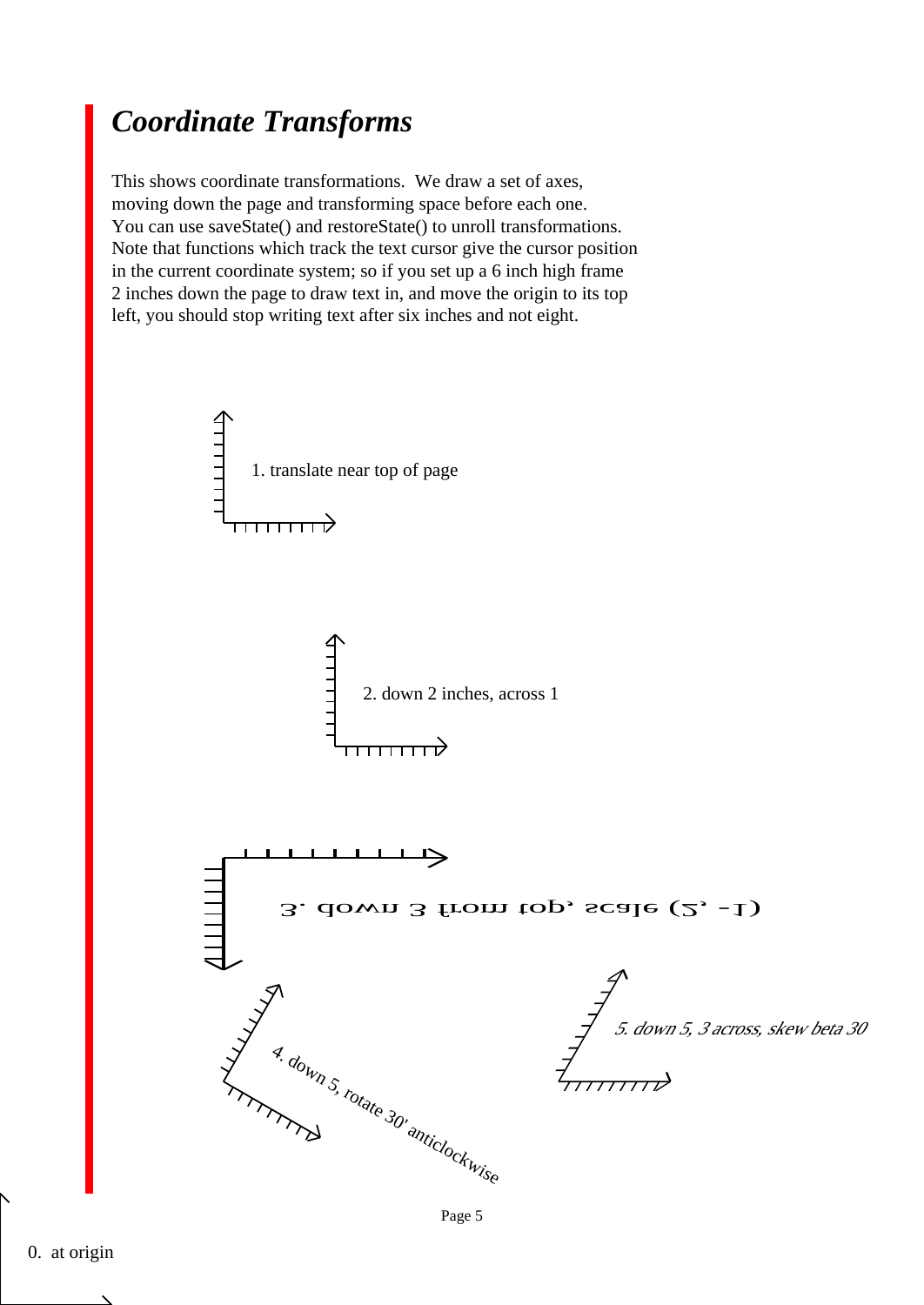## *Coordinate Transforms*

This shows coordinate transformations. We draw a set of axes, moving down the page and transforming space before each one. You can use saveState() and restoreState() to unroll transformations. Note that functions which track the text cursor give the cursor position in the current coordinate system; so if you set up a 6 inch high frame 2 inches down the page to draw text in, and move the origin to its top left, you should stop writing text after six inches and not eight.

1. translate near top of page

2. down 2 inches, across 1

3. down 3 from top, scale (2, -1)

4. down 5, rotate 30' anticlockwise

*5. down 5, 3 across, skew beta 30*

0. at origin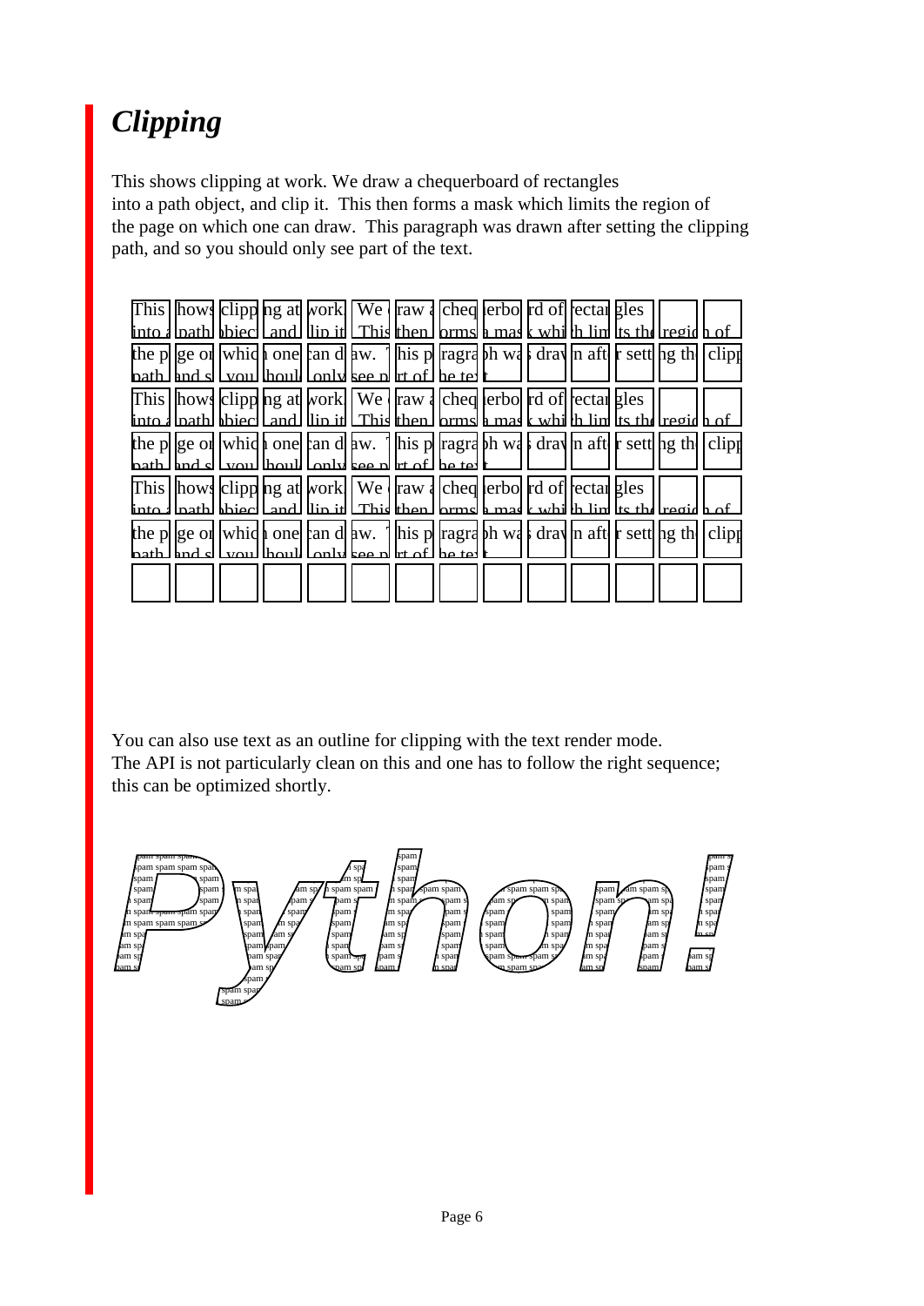## *Clipping*

This shows clipping at work. We draw a chequerboard of rectangles into a path object, and clip it. This then forms a mask which limits the region of the page on which one can draw. This paragraph was drawn after setting the clipping path, and so you should only see part of the text.

You can also use text as an outline for clipping with the text render mode. The API is not particularly clean on this and one has to follow the right sequence; this can be optimized shortly.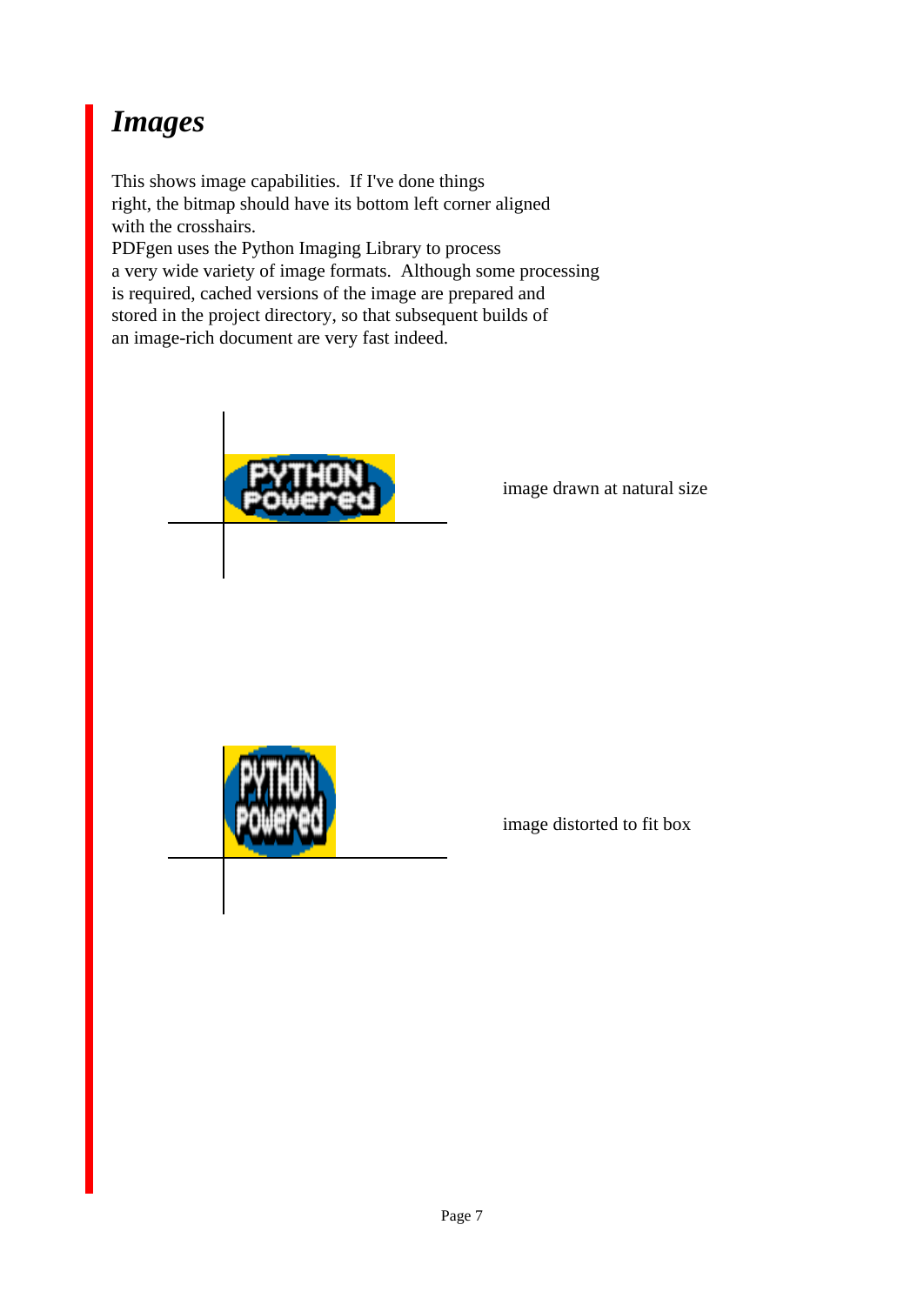# *Images*

This shows image capabilities. If I've done things
right, the bitmap should have its bottom left corner aligned
with the crosshairs.
PDFgen uses the Python Imaging Library to process
a very wide variety of image formats. Although some processing
is required, cached versions of the image are prepared and
stored in the project directory, so that subsequent builds of
an image-rich document are very fast indeed.

image drawn at natural size

image distorted to fit box